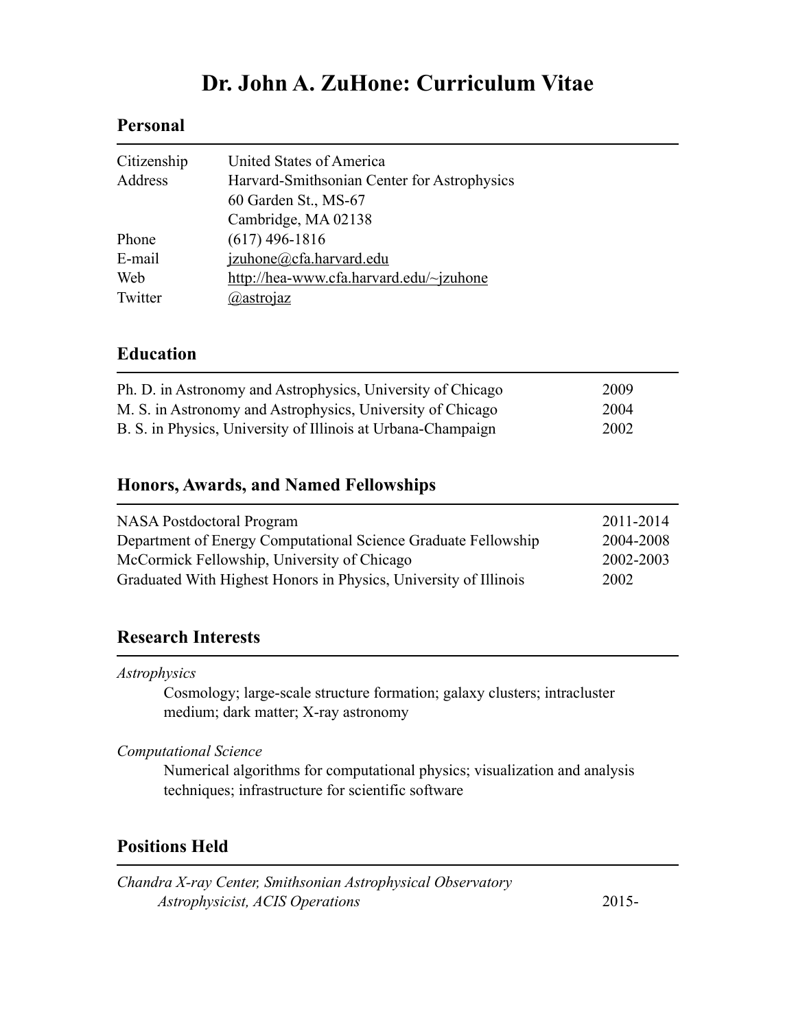# Dr. John A. ZuHone: Curriculum Vitae

## Personal

| | |
|---|---|
| Citizenship | United States of America |
| Address | Harvard-Smithsonian Center for Astrophysics |
| | 60 Garden St., MS-67 |
| | Cambridge, MA 02138 |
| Phone | (617) 496-1816 |
| E-mail | jzuhone@cfa.harvard.edu |
| Web | http://hea-www.cfa.harvard.edu/~jzuhone |
| Twitter | @astrojaz |

## Education

| | |
|---|---|
| Ph. D. in Astronomy and Astrophysics, University of Chicago | 2009 |
| M. S. in Astronomy and Astrophysics, University of Chicago | 2004 |
| B. S. in Physics, University of Illinois at Urbana-Champaign | 2002 |

## Honors, Awards, and Named Fellowships

| | |
|---|---|
| NASA Postdoctoral Program | 2011-2014 |
| Department of Energy Computational Science Graduate Fellowship | 2004-2008 |
| McCormick Fellowship, University of Chicago | 2002-2003 |
| Graduated With Highest Honors in Physics, University of Illinois | 2002 |

## Research Interests

*Astrophysics*

Cosmology; large-scale structure formation; galaxy clusters; intracluster medium; dark matter; X-ray astronomy

*Computational Science*

Numerical algorithms for computational physics; visualization and analysis techniques; infrastructure for scientific software

## Positions Held

*Chandra X-ray Center, Smithsonian Astrophysical Observatory*

*Astrophysicist, ACIS Operations* — 2015-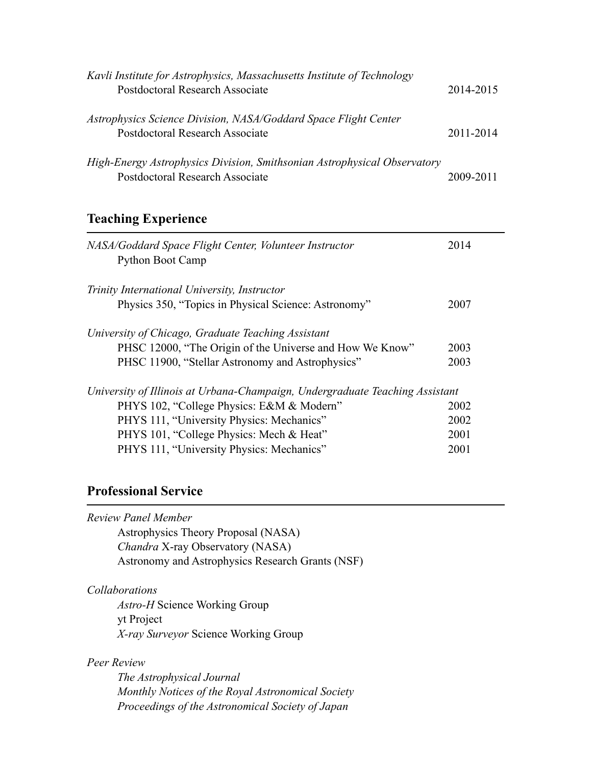*Kavli Institute for Astrophysics, Massachusetts Institute of Technology*
Postdoctoral Research Associate — 2014-2015

*Astrophysics Science Division, NASA/Goddard Space Flight Center*
Postdoctoral Research Associate — 2011-2014

*High-Energy Astrophysics Division, Smithsonian Astrophysical Observatory*
Postdoctoral Research Associate — 2009-2011

## Teaching Experience

*NASA/Goddard Space Flight Center, Volunteer Instructor* — 2014
Python Boot Camp

*Trinity International University, Instructor*
Physics 350, "Topics in Physical Science: Astronomy" — 2007

*University of Chicago, Graduate Teaching Assistant*
PHSC 12000, "The Origin of the Universe and How We Know" — 2003
PHSC 11900, "Stellar Astronomy and Astrophysics" — 2003

*University of Illinois at Urbana-Champaign, Undergraduate Teaching Assistant*
PHYS 102, "College Physics: E&M & Modern" — 2002
PHYS 111, "University Physics: Mechanics" — 2002
PHYS 101, "College Physics: Mech & Heat" — 2001
PHYS 111, "University Physics: Mechanics" — 2001

## Professional Service

*Review Panel Member*
Astrophysics Theory Proposal (NASA)
*Chandra* X-ray Observatory (NASA)
Astronomy and Astrophysics Research Grants (NSF)

*Collaborations*
*Astro-H* Science Working Group
yt Project
*X-ray Surveyor* Science Working Group

*Peer Review*
*The Astrophysical Journal*
*Monthly Notices of the Royal Astronomical Society*
*Proceedings of the Astronomical Society of Japan*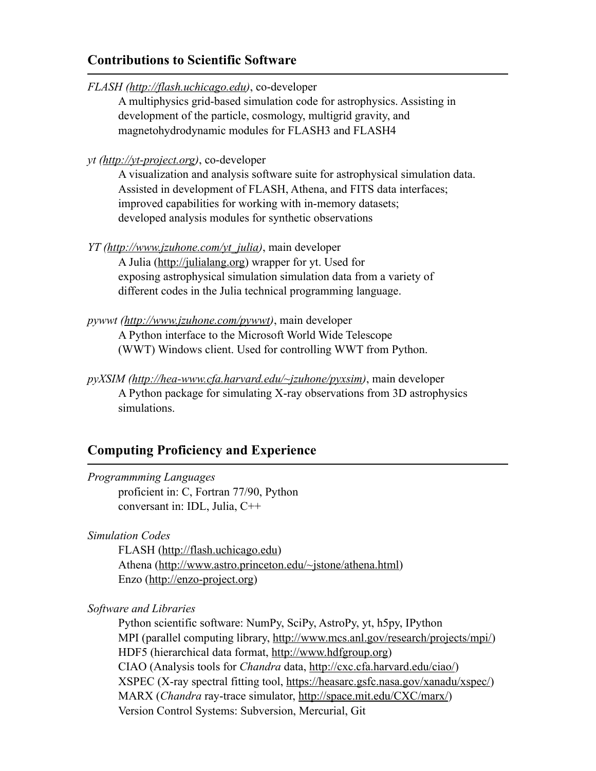## Contributions to Scientific Software

*FLASH (http://flash.uchicago.edu)*, co-developer

A multiphysics grid-based simulation code for astrophysics. Assisting in development of the particle, cosmology, multigrid gravity, and magnetohydrodynamic modules for FLASH3 and FLASH4

*yt (http://yt-project.org)*, co-developer

A visualization and analysis software suite for astrophysical simulation data. Assisted in development of FLASH, Athena, and FITS data interfaces; improved capabilities for working with in-memory datasets; developed analysis modules for synthetic observations

*YT (http://www.jzuhone.com/yt_julia)*, main developer

A Julia (http://julialang.org) wrapper for yt. Used for exposing astrophysical simulation simulation data from a variety of different codes in the Julia technical programming language.

*pywwt (http://www.jzuhone.com/pywwt)*, main developer

A Python interface to the Microsoft World Wide Telescope (WWT) Windows client. Used for controlling WWT from Python.

*pyXSIM (http://hea-www.cfa.harvard.edu/~jzuhone/pyxsim)*, main developer

A Python package for simulating X-ray observations from 3D astrophysics simulations.

## Computing Proficiency and Experience

*Programmming Languages*

proficient in: C, Fortran 77/90, Python
conversant in: IDL, Julia, C++

*Simulation Codes*

FLASH (http://flash.uchicago.edu)
Athena (http://www.astro.princeton.edu/~jstone/athena.html)
Enzo (http://enzo-project.org)

*Software and Libraries*

Python scientific software: NumPy, SciPy, AstroPy, yt, h5py, IPython
MPI (parallel computing library, http://www.mcs.anl.gov/research/projects/mpi/)
HDF5 (hierarchical data format, http://www.hdfgroup.org)
CIAO (Analysis tools for *Chandra* data, http://cxc.cfa.harvard.edu/ciao/)
XSPEC (X-ray spectral fitting tool, https://heasarc.gsfc.nasa.gov/xanadu/xspec/)
MARX (*Chandra* ray-trace simulator, http://space.mit.edu/CXC/marx/)
Version Control Systems: Subversion, Mercurial, Git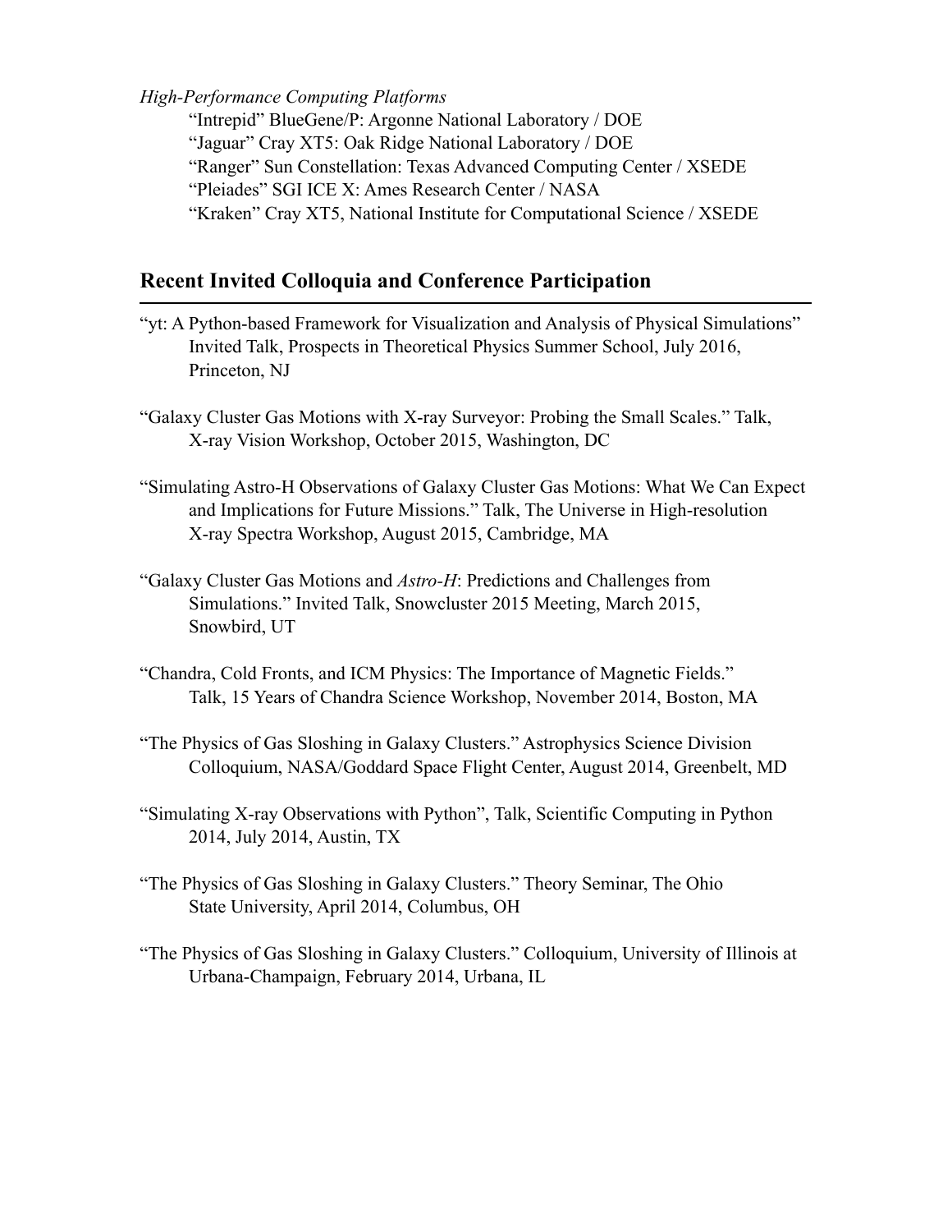*High-Performance Computing Platforms*

"Intrepid" BlueGene/P: Argonne National Laboratory / DOE
"Jaguar" Cray XT5: Oak Ridge National Laboratory / DOE
"Ranger" Sun Constellation: Texas Advanced Computing Center / XSEDE
"Pleiades" SGI ICE X: Ames Research Center / NASA
"Kraken" Cray XT5, National Institute for Computational Science / XSEDE

## Recent Invited Colloquia and Conference Participation

"yt: A Python-based Framework for Visualization and Analysis of Physical Simulations" Invited Talk, Prospects in Theoretical Physics Summer School, July 2016, Princeton, NJ

"Galaxy Cluster Gas Motions with X-ray Surveyor: Probing the Small Scales." Talk, X-ray Vision Workshop, October 2015, Washington, DC

"Simulating Astro-H Observations of Galaxy Cluster Gas Motions: What We Can Expect and Implications for Future Missions." Talk, The Universe in High-resolution X-ray Spectra Workshop, August 2015, Cambridge, MA

"Galaxy Cluster Gas Motions and *Astro-H*: Predictions and Challenges from Simulations." Invited Talk, Snowcluster 2015 Meeting, March 2015, Snowbird, UT

"Chandra, Cold Fronts, and ICM Physics: The Importance of Magnetic Fields." Talk, 15 Years of Chandra Science Workshop, November 2014, Boston, MA

"The Physics of Gas Sloshing in Galaxy Clusters." Astrophysics Science Division Colloquium, NASA/Goddard Space Flight Center, August 2014, Greenbelt, MD

"Simulating X-ray Observations with Python", Talk, Scientific Computing in Python 2014, July 2014, Austin, TX

"The Physics of Gas Sloshing in Galaxy Clusters." Theory Seminar, The Ohio State University, April 2014, Columbus, OH

"The Physics of Gas Sloshing in Galaxy Clusters." Colloquium, University of Illinois at Urbana-Champaign, February 2014, Urbana, IL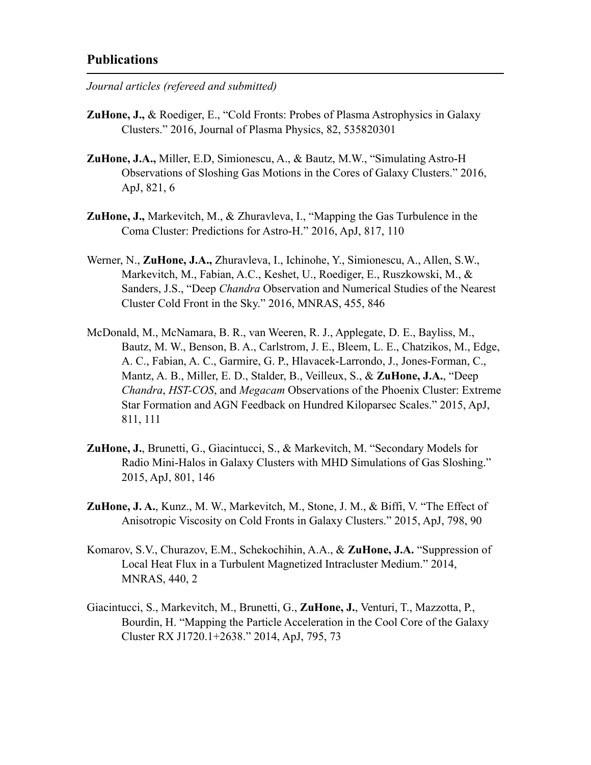## Publications

*Journal articles (refereed and submitted)*

**ZuHone, J.,** & Roediger, E., "Cold Fronts: Probes of Plasma Astrophysics in Galaxy Clusters." 2016, Journal of Plasma Physics, 82, 535820301

**ZuHone, J.A.,** Miller, E.D, Simionescu, A., & Bautz, M.W., "Simulating Astro-H Observations of Sloshing Gas Motions in the Cores of Galaxy Clusters." 2016, ApJ, 821, 6

**ZuHone, J.,** Markevitch, M., & Zhuravleva, I., "Mapping the Gas Turbulence in the Coma Cluster: Predictions for Astro-H." 2016, ApJ, 817, 110

Werner, N., **ZuHone, J.A.,** Zhuravleva, I., Ichinohe, Y., Simionescu, A., Allen, S.W., Markevitch, M., Fabian, A.C., Keshet, U., Roediger, E., Ruszkowski, M., & Sanders, J.S., "Deep *Chandra* Observation and Numerical Studies of the Nearest Cluster Cold Front in the Sky." 2016, MNRAS, 455, 846

McDonald, M., McNamara, B. R., van Weeren, R. J., Applegate, D. E., Bayliss, M., Bautz, M. W., Benson, B. A., Carlstrom, J. E., Bleem, L. E., Chatzikos, M., Edge, A. C., Fabian, A. C., Garmire, G. P., Hlavacek-Larrondo, J., Jones-Forman, C., Mantz, A. B., Miller, E. D., Stalder, B., Veilleux, S., & **ZuHone, J.A.**, "Deep *Chandra*, *HST-COS*, and *Megacam* Observations of the Phoenix Cluster: Extreme Star Formation and AGN Feedback on Hundred Kiloparsec Scales." 2015, ApJ, 811, 111

**ZuHone, J.**, Brunetti, G., Giacintucci, S., & Markevitch, M. "Secondary Models for Radio Mini-Halos in Galaxy Clusters with MHD Simulations of Gas Sloshing." 2015, ApJ, 801, 146

**ZuHone, J. A.**, Kunz., M. W., Markevitch, M., Stone, J. M., & Biffi, V. "The Effect of Anisotropic Viscosity on Cold Fronts in Galaxy Clusters." 2015, ApJ, 798, 90

Komarov, S.V., Churazov, E.M., Schekochihin, A.A., & **ZuHone, J.A.** "Suppression of Local Heat Flux in a Turbulent Magnetized Intracluster Medium." 2014, MNRAS, 440, 2

Giacintucci, S., Markevitch, M., Brunetti, G., **ZuHone, J.**, Venturi, T., Mazzotta, P., Bourdin, H. "Mapping the Particle Acceleration in the Cool Core of the Galaxy Cluster RX J1720.1+2638." 2014, ApJ, 795, 73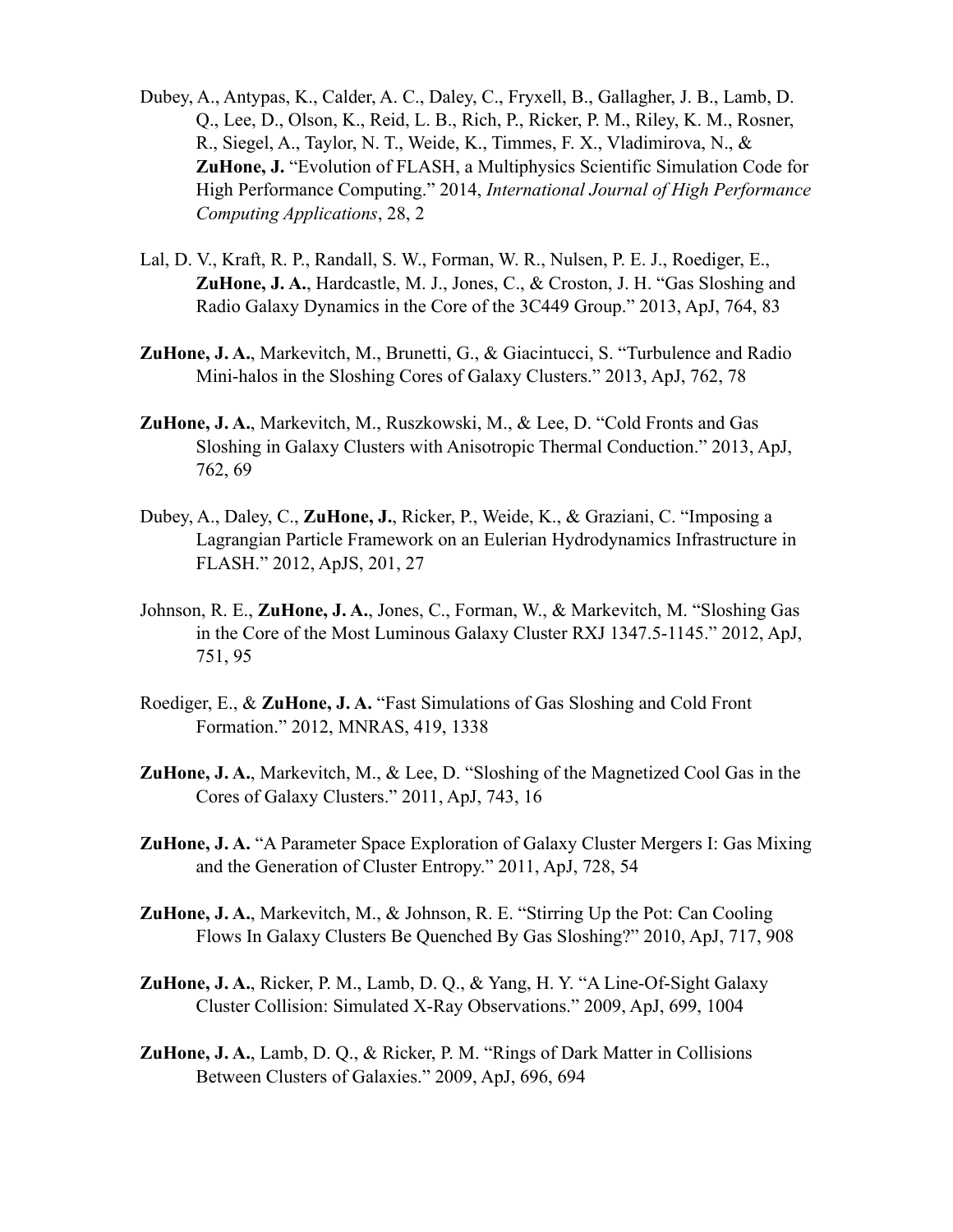Dubey, A., Antypas, K., Calder, A. C., Daley, C., Fryxell, B., Gallagher, J. B., Lamb, D. Q., Lee, D., Olson, K., Reid, L. B., Rich, P., Ricker, P. M., Riley, K. M., Rosner, R., Siegel, A., Taylor, N. T., Weide, K., Timmes, F. X., Vladimirova, N., & **ZuHone, J.** "Evolution of FLASH, a Multiphysics Scientific Simulation Code for High Performance Computing." 2014, *International Journal of High Performance Computing Applications*, 28, 2

Lal, D. V., Kraft, R. P., Randall, S. W., Forman, W. R., Nulsen, P. E. J., Roediger, E., **ZuHone, J. A.**, Hardcastle, M. J., Jones, C., & Croston, J. H. "Gas Sloshing and Radio Galaxy Dynamics in the Core of the 3C449 Group." 2013, ApJ, 764, 83

**ZuHone, J. A.**, Markevitch, M., Brunetti, G., & Giacintucci, S. "Turbulence and Radio Mini-halos in the Sloshing Cores of Galaxy Clusters." 2013, ApJ, 762, 78

**ZuHone, J. A.**, Markevitch, M., Ruszkowski, M., & Lee, D. "Cold Fronts and Gas Sloshing in Galaxy Clusters with Anisotropic Thermal Conduction." 2013, ApJ, 762, 69

Dubey, A., Daley, C., **ZuHone, J.**, Ricker, P., Weide, K., & Graziani, C. "Imposing a Lagrangian Particle Framework on an Eulerian Hydrodynamics Infrastructure in FLASH." 2012, ApJS, 201, 27

Johnson, R. E., **ZuHone, J. A.**, Jones, C., Forman, W., & Markevitch, M. "Sloshing Gas in the Core of the Most Luminous Galaxy Cluster RXJ 1347.5-1145." 2012, ApJ, 751, 95

Roediger, E., & **ZuHone, J. A.** "Fast Simulations of Gas Sloshing and Cold Front Formation." 2012, MNRAS, 419, 1338

**ZuHone, J. A.**, Markevitch, M., & Lee, D. "Sloshing of the Magnetized Cool Gas in the Cores of Galaxy Clusters." 2011, ApJ, 743, 16

**ZuHone, J. A.** "A Parameter Space Exploration of Galaxy Cluster Mergers I: Gas Mixing and the Generation of Cluster Entropy." 2011, ApJ, 728, 54

**ZuHone, J. A.**, Markevitch, M., & Johnson, R. E. "Stirring Up the Pot: Can Cooling Flows In Galaxy Clusters Be Quenched By Gas Sloshing?" 2010, ApJ, 717, 908

**ZuHone, J. A.**, Ricker, P. M., Lamb, D. Q., & Yang, H. Y. "A Line-Of-Sight Galaxy Cluster Collision: Simulated X-Ray Observations." 2009, ApJ, 699, 1004

**ZuHone, J. A.**, Lamb, D. Q., & Ricker, P. M. "Rings of Dark Matter in Collisions Between Clusters of Galaxies." 2009, ApJ, 696, 694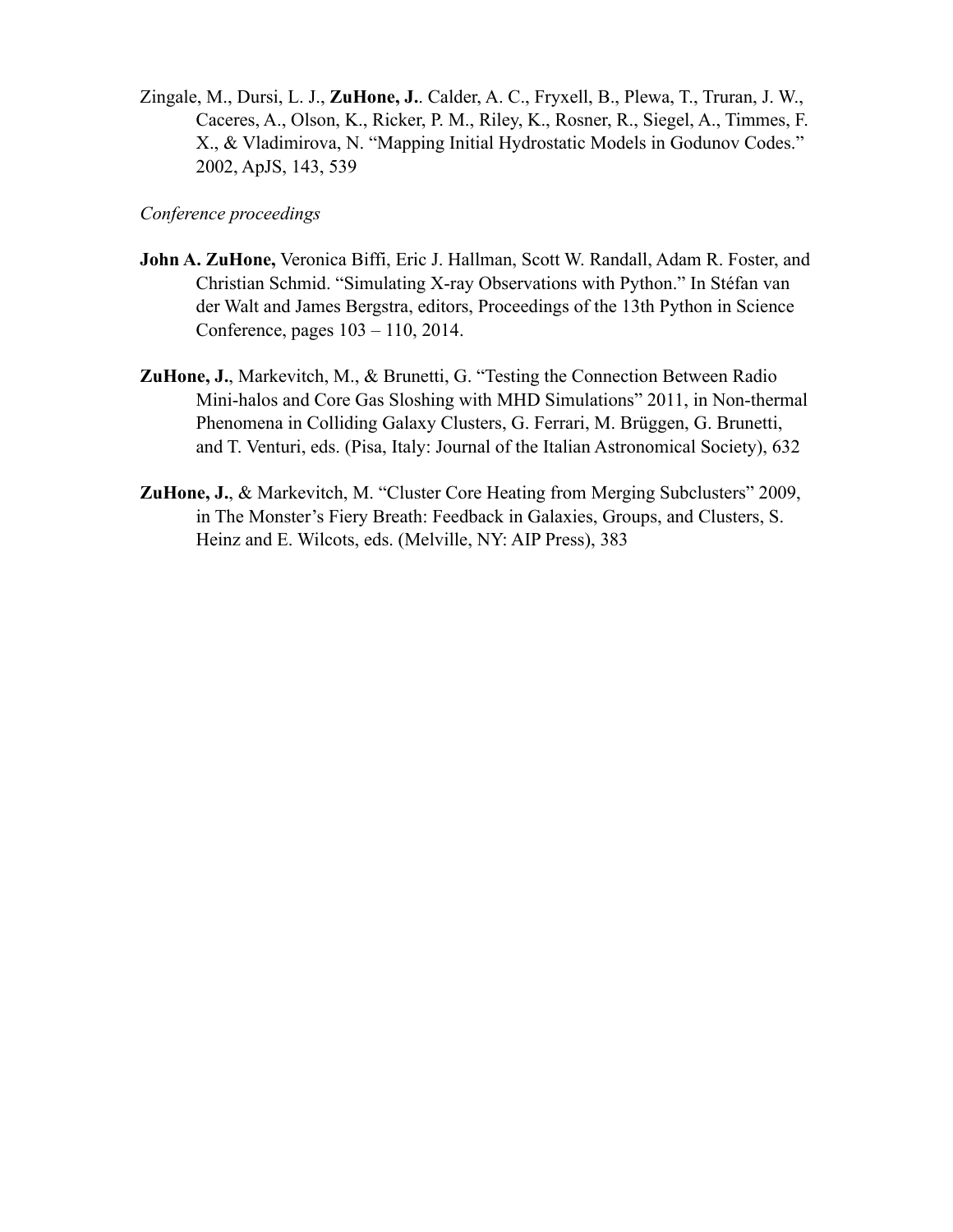Zingale, M., Dursi, L. J., **ZuHone, J.**. Calder, A. C., Fryxell, B., Plewa, T., Truran, J. W., Caceres, A., Olson, K., Ricker, P. M., Riley, K., Rosner, R., Siegel, A., Timmes, F. X., & Vladimirova, N. "Mapping Initial Hydrostatic Models in Godunov Codes." 2002, ApJS, 143, 539

*Conference proceedings*

**John A. ZuHone,** Veronica Biffi, Eric J. Hallman, Scott W. Randall, Adam R. Foster, and Christian Schmid. "Simulating X-ray Observations with Python." In Stéfan van der Walt and James Bergstra, editors, Proceedings of the 13th Python in Science Conference, pages 103 – 110, 2014.

**ZuHone, J.**, Markevitch, M., & Brunetti, G. "Testing the Connection Between Radio Mini-halos and Core Gas Sloshing with MHD Simulations" 2011, in Non-thermal Phenomena in Colliding Galaxy Clusters, G. Ferrari, M. Brüggen, G. Brunetti, and T. Venturi, eds. (Pisa, Italy: Journal of the Italian Astronomical Society), 632

**ZuHone, J.**, & Markevitch, M. "Cluster Core Heating from Merging Subclusters" 2009, in The Monster's Fiery Breath: Feedback in Galaxies, Groups, and Clusters, S. Heinz and E. Wilcots, eds. (Melville, NY: AIP Press), 383